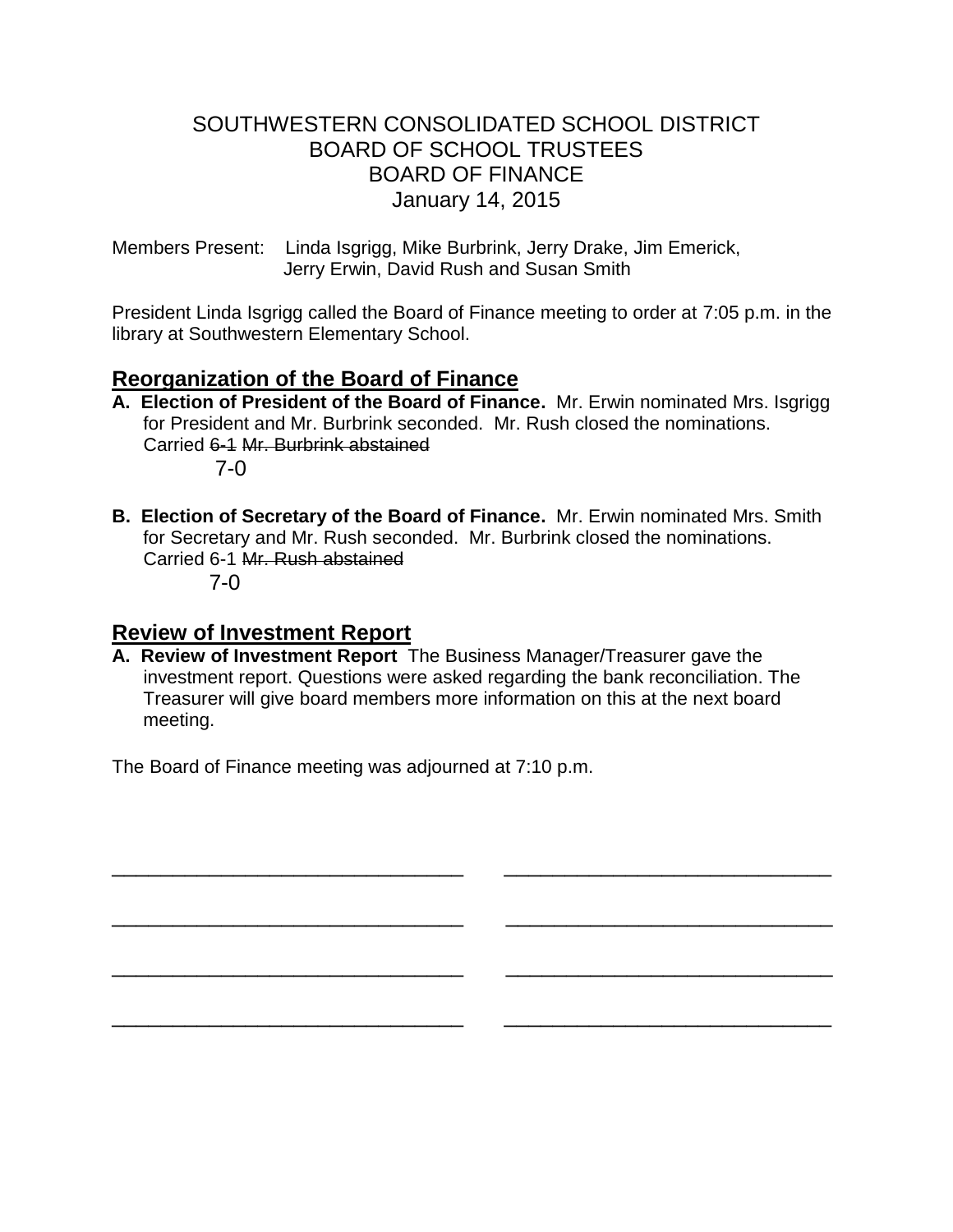# SOUTHWESTERN CONSOLIDATED SCHOOL DISTRICT
# BOARD OF SCHOOL TRUSTEES
# BOARD OF FINANCE
# January 14, 2015

Members Present: Linda Isgrigg, Mike Burbrink, Jerry Drake, Jim Emerick, Jerry Erwin, David Rush and Susan Smith

President Linda Isgrigg called the Board of Finance meeting to order at 7:05 p.m. in the library at Southwestern Elementary School.

## Reorganization of the Board of Finance

**A. Election of President of the Board of Finance.** Mr. Erwin nominated Mrs. Isgrigg for President and Mr. Burbrink seconded. Mr. Rush closed the nominations. Carried ~~6-1~~ ~~Mr. Burbrink abstained~~
7-0

**B. Election of Secretary of the Board of Finance.** Mr. Erwin nominated Mrs. Smith for Secretary and Mr. Rush seconded. Mr. Burbrink closed the nominations. Carried 6-1 ~~Mr. Rush abstained~~
7-0

## Review of Investment Report

**A. Review of Investment Report** The Business Manager/Treasurer gave the investment report. Questions were asked regarding the bank reconciliation. The Treasurer will give board members more information on this at the next board meeting.

The Board of Finance meeting was adjourned at 7:10 p.m.

\_\_\_\_\_\_\_\_\_\_\_\_\_\_\_\_\_\_\_\_\_\_\_\_\_\_\_\_\_\_\_\_ \_\_\_\_\_\_\_\_\_\_\_\_\_\_\_\_\_\_\_\_\_\_\_\_\_\_\_\_\_\_\_\_

\_\_\_\_\_\_\_\_\_\_\_\_\_\_\_\_\_\_\_\_\_\_\_\_\_\_\_\_\_\_\_\_ \_\_\_\_\_\_\_\_\_\_\_\_\_\_\_\_\_\_\_\_\_\_\_\_\_\_\_\_\_\_\_\_

\_\_\_\_\_\_\_\_\_\_\_\_\_\_\_\_\_\_\_\_\_\_\_\_\_\_\_\_\_\_\_\_ \_\_\_\_\_\_\_\_\_\_\_\_\_\_\_\_\_\_\_\_\_\_\_\_\_\_\_\_\_\_\_\_

\_\_\_\_\_\_\_\_\_\_\_\_\_\_\_\_\_\_\_\_\_\_\_\_\_\_\_\_\_\_\_\_ \_\_\_\_\_\_\_\_\_\_\_\_\_\_\_\_\_\_\_\_\_\_\_\_\_\_\_\_\_\_\_\_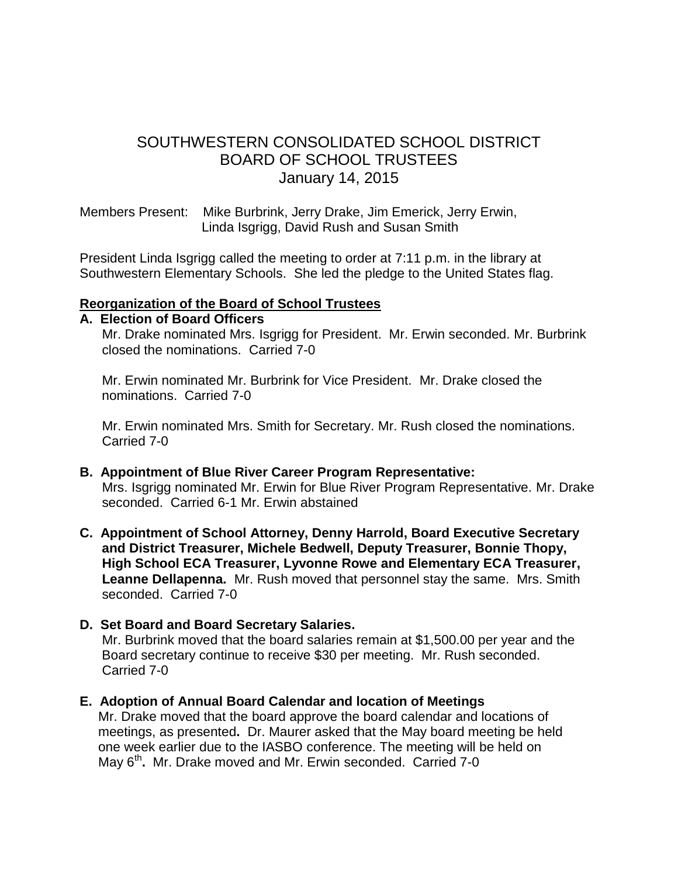# SOUTHWESTERN CONSOLIDATED SCHOOL DISTRICT
# BOARD OF SCHOOL TRUSTEES
# January 14, 2015

Members Present: Mike Burbrink, Jerry Drake, Jim Emerick, Jerry Erwin, Linda Isgrigg, David Rush and Susan Smith

President Linda Isgrigg called the meeting to order at 7:11 p.m. in the library at Southwestern Elementary Schools. She led the pledge to the United States flag.

**Reorganization of the Board of School Trustees**

**A. Election of Board Officers**

Mr. Drake nominated Mrs. Isgrigg for President. Mr. Erwin seconded. Mr. Burbrink closed the nominations. Carried 7-0

Mr. Erwin nominated Mr. Burbrink for Vice President. Mr. Drake closed the nominations. Carried 7-0

Mr. Erwin nominated Mrs. Smith for Secretary. Mr. Rush closed the nominations. Carried 7-0

**B. Appointment of Blue River Career Program Representative:**

Mrs. Isgrigg nominated Mr. Erwin for Blue River Program Representative. Mr. Drake seconded. Carried 6-1 Mr. Erwin abstained

**C. Appointment of School Attorney, Denny Harrold, Board Executive Secretary and District Treasurer, Michele Bedwell, Deputy Treasurer, Bonnie Thopy, High School ECA Treasurer, Lyvonne Rowe and Elementary ECA Treasurer, Leanne Dellapenna.** Mr. Rush moved that personnel stay the same. Mrs. Smith seconded. Carried 7-0

**D. Set Board and Board Secretary Salaries.**

Mr. Burbrink moved that the board salaries remain at $1,500.00 per year and the Board secretary continue to receive $30 per meeting. Mr. Rush seconded. Carried 7-0

**E. Adoption of Annual Board Calendar and location of Meetings**

Mr. Drake moved that the board approve the board calendar and locations of meetings, as presented**.** Dr. Maurer asked that the May board meeting be held one week earlier due to the IASBO conference. The meeting will be held on May 6th**.** Mr. Drake moved and Mr. Erwin seconded. Carried 7-0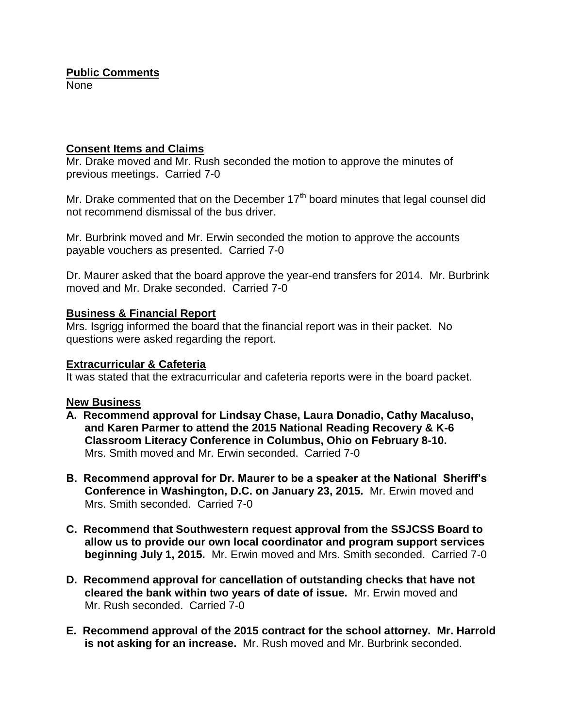**Public Comments**
None

**Consent Items and Claims**
Mr. Drake moved and Mr. Rush seconded the motion to approve the minutes of previous meetings. Carried 7-0

Mr. Drake commented that on the December 17th board minutes that legal counsel did not recommend dismissal of the bus driver.

Mr. Burbrink moved and Mr. Erwin seconded the motion to approve the accounts payable vouchers as presented. Carried 7-0

Dr. Maurer asked that the board approve the year-end transfers for 2014. Mr. Burbrink moved and Mr. Drake seconded. Carried 7-0

**Business & Financial Report**
Mrs. Isgrigg informed the board that the financial report was in their packet. No questions were asked regarding the report.

**Extracurricular & Cafeteria**
It was stated that the extracurricular and cafeteria reports were in the board packet.

**New Business**

**A. Recommend approval for Lindsay Chase, Laura Donadio, Cathy Macaluso, and Karen Parmer to attend the 2015 National Reading Recovery & K-6 Classroom Literacy Conference in Columbus, Ohio on February 8-10.** Mrs. Smith moved and Mr. Erwin seconded. Carried 7-0

**B. Recommend approval for Dr. Maurer to be a speaker at the National Sheriff's Conference in Washington, D.C. on January 23, 2015.** Mr. Erwin moved and Mrs. Smith seconded. Carried 7-0

**C. Recommend that Southwestern request approval from the SSJCSS Board to allow us to provide our own local coordinator and program support services beginning July 1, 2015.** Mr. Erwin moved and Mrs. Smith seconded. Carried 7-0

**D. Recommend approval for cancellation of outstanding checks that have not cleared the bank within two years of date of issue.** Mr. Erwin moved and Mr. Rush seconded. Carried 7-0

**E. Recommend approval of the 2015 contract for the school attorney. Mr. Harrold is not asking for an increase.** Mr. Rush moved and Mr. Burbrink seconded.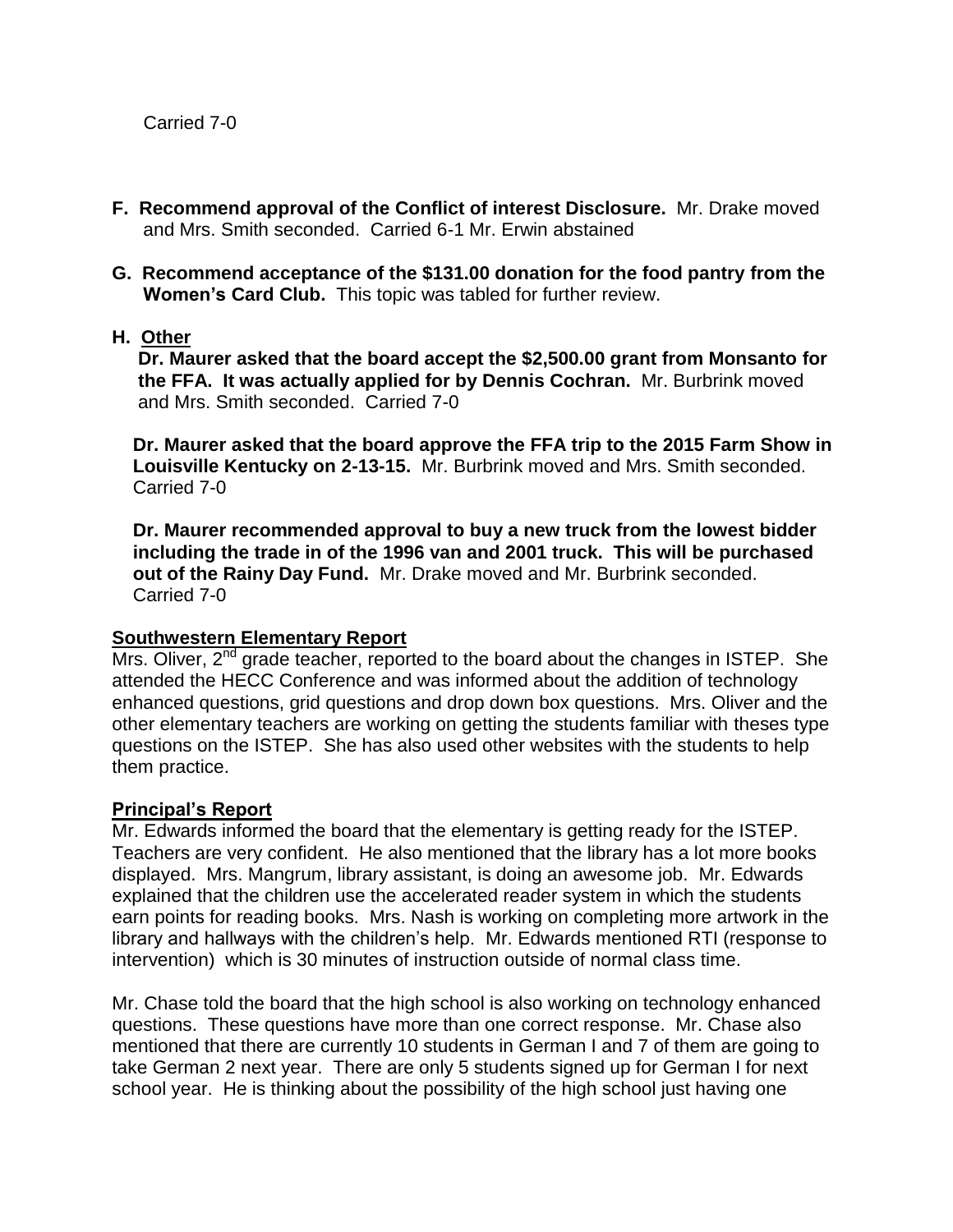Carried 7-0

**F. Recommend approval of the Conflict of interest Disclosure.** Mr. Drake moved and Mrs. Smith seconded. Carried 6-1 Mr. Erwin abstained

**G. Recommend acceptance of the $131.00 donation for the food pantry from the Women's Card Club.** This topic was tabled for further review.

**H. Other**

**Dr. Maurer asked that the board accept the $2,500.00 grant from Monsanto for the FFA. It was actually applied for by Dennis Cochran.** Mr. Burbrink moved and Mrs. Smith seconded. Carried 7-0

**Dr. Maurer asked that the board approve the FFA trip to the 2015 Farm Show in Louisville Kentucky on 2-13-15.** Mr. Burbrink moved and Mrs. Smith seconded. Carried 7-0

**Dr. Maurer recommended approval to buy a new truck from the lowest bidder including the trade in of the 1996 van and 2001 truck. This will be purchased out of the Rainy Day Fund.** Mr. Drake moved and Mr. Burbrink seconded. Carried 7-0

**Southwestern Elementary Report**

Mrs. Oliver, 2nd grade teacher, reported to the board about the changes in ISTEP. She attended the HECC Conference and was informed about the addition of technology enhanced questions, grid questions and drop down box questions. Mrs. Oliver and the other elementary teachers are working on getting the students familiar with theses type questions on the ISTEP. She has also used other websites with the students to help them practice.

**Principal's Report**

Mr. Edwards informed the board that the elementary is getting ready for the ISTEP. Teachers are very confident. He also mentioned that the library has a lot more books displayed. Mrs. Mangrum, library assistant, is doing an awesome job. Mr. Edwards explained that the children use the accelerated reader system in which the students earn points for reading books. Mrs. Nash is working on completing more artwork in the library and hallways with the children's help. Mr. Edwards mentioned RTI (response to intervention) which is 30 minutes of instruction outside of normal class time.

Mr. Chase told the board that the high school is also working on technology enhanced questions. These questions have more than one correct response. Mr. Chase also mentioned that there are currently 10 students in German I and 7 of them are going to take German 2 next year. There are only 5 students signed up for German I for next school year. He is thinking about the possibility of the high school just having one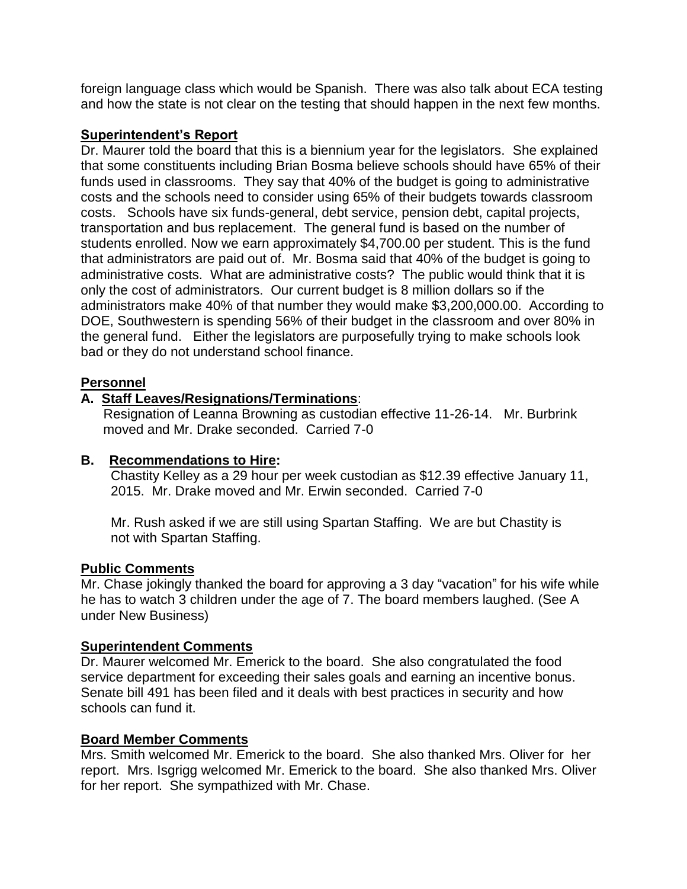foreign language class which would be Spanish. There was also talk about ECA testing and how the state is not clear on the testing that should happen in the next few months.

**Superintendent's Report**

Dr. Maurer told the board that this is a biennium year for the legislators. She explained that some constituents including Brian Bosma believe schools should have 65% of their funds used in classrooms. They say that 40% of the budget is going to administrative costs and the schools need to consider using 65% of their budgets towards classroom costs. Schools have six funds-general, debt service, pension debt, capital projects, transportation and bus replacement. The general fund is based on the number of students enrolled. Now we earn approximately $4,700.00 per student. This is the fund that administrators are paid out of. Mr. Bosma said that 40% of the budget is going to administrative costs. What are administrative costs? The public would think that it is only the cost of administrators. Our current budget is 8 million dollars so if the administrators make 40% of that number they would make $3,200,000.00. According to DOE, Southwestern is spending 56% of their budget in the classroom and over 80% in the general fund. Either the legislators are purposefully trying to make schools look bad or they do not understand school finance.

**Personnel**

**A. Staff Leaves/Resignations/Terminations**:

Resignation of Leanna Browning as custodian effective 11-26-14. Mr. Burbrink moved and Mr. Drake seconded. Carried 7-0

**B. Recommendations to Hire:**

Chastity Kelley as a 29 hour per week custodian as $12.39 effective January 11, 2015. Mr. Drake moved and Mr. Erwin seconded. Carried 7-0

Mr. Rush asked if we are still using Spartan Staffing. We are but Chastity is not with Spartan Staffing.

**Public Comments**

Mr. Chase jokingly thanked the board for approving a 3 day "vacation" for his wife while he has to watch 3 children under the age of 7. The board members laughed. (See A under New Business)

**Superintendent Comments**

Dr. Maurer welcomed Mr. Emerick to the board. She also congratulated the food service department for exceeding their sales goals and earning an incentive bonus. Senate bill 491 has been filed and it deals with best practices in security and how schools can fund it.

**Board Member Comments**

Mrs. Smith welcomed Mr. Emerick to the board. She also thanked Mrs. Oliver for her report. Mrs. Isgrigg welcomed Mr. Emerick to the board. She also thanked Mrs. Oliver for her report. She sympathized with Mr. Chase.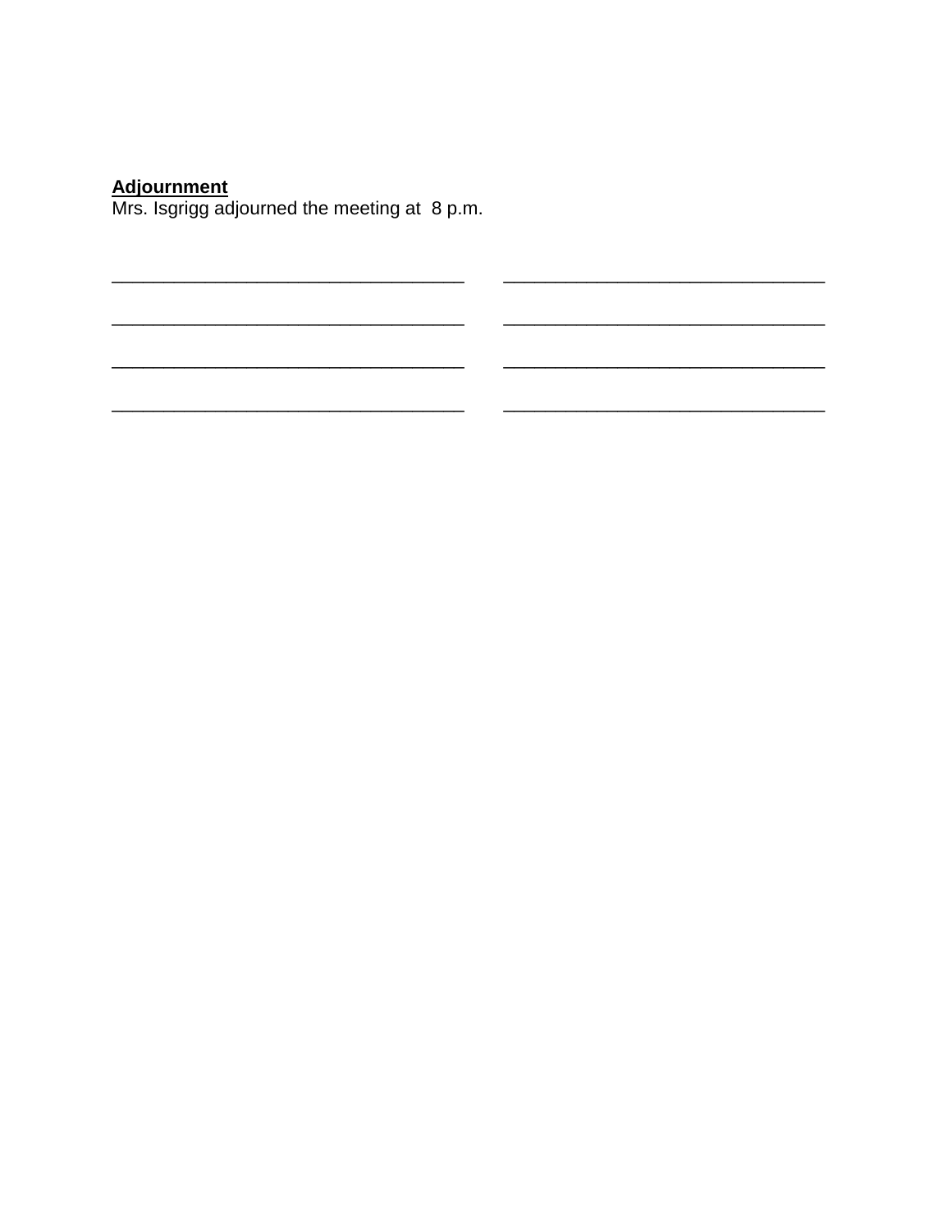**Adjournment**
Mrs. Isgrigg adjourned the meeting at 8 p.m.

___________________________________ ________________________________

___________________________________ ________________________________

___________________________________ ________________________________

___________________________________ ________________________________